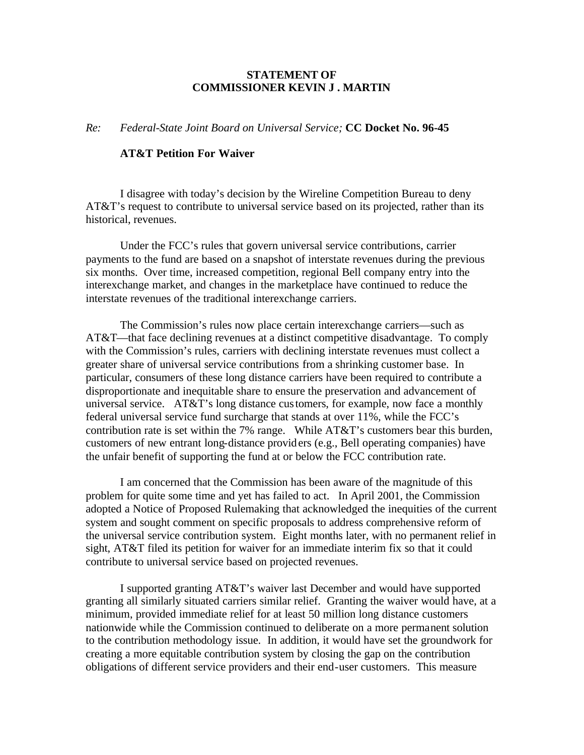**STATEMENT OF**
**COMMISSIONER KEVIN J . MARTIN**

*Re: Federal-State Joint Board on Universal Service;* **CC Docket No. 96-45**

**AT&T Petition For Waiver**

I disagree with today's decision by the Wireline Competition Bureau to deny AT&T's request to contribute to universal service based on its projected, rather than its historical, revenues.

Under the FCC's rules that govern universal service contributions, carrier payments to the fund are based on a snapshot of interstate revenues during the previous six months. Over time, increased competition, regional Bell company entry into the interexchange market, and changes in the marketplace have continued to reduce the interstate revenues of the traditional interexchange carriers.

The Commission's rules now place certain interexchange carriers—such as AT&T—that face declining revenues at a distinct competitive disadvantage. To comply with the Commission's rules, carriers with declining interstate revenues must collect a greater share of universal service contributions from a shrinking customer base. In particular, consumers of these long distance carriers have been required to contribute a disproportionate and inequitable share to ensure the preservation and advancement of universal service. AT&T's long distance customers, for example, now face a monthly federal universal service fund surcharge that stands at over 11%, while the FCC's contribution rate is set within the 7% range. While AT&T's customers bear this burden, customers of new entrant long-distance providers (e.g., Bell operating companies) have the unfair benefit of supporting the fund at or below the FCC contribution rate.

I am concerned that the Commission has been aware of the magnitude of this problem for quite some time and yet has failed to act. In April 2001, the Commission adopted a Notice of Proposed Rulemaking that acknowledged the inequities of the current system and sought comment on specific proposals to address comprehensive reform of the universal service contribution system. Eight months later, with no permanent relief in sight, AT&T filed its petition for waiver for an immediate interim fix so that it could contribute to universal service based on projected revenues.

I supported granting AT&T's waiver last December and would have supported granting all similarly situated carriers similar relief. Granting the waiver would have, at a minimum, provided immediate relief for at least 50 million long distance customers nationwide while the Commission continued to deliberate on a more permanent solution to the contribution methodology issue. In addition, it would have set the groundwork for creating a more equitable contribution system by closing the gap on the contribution obligations of different service providers and their end-user customers. This measure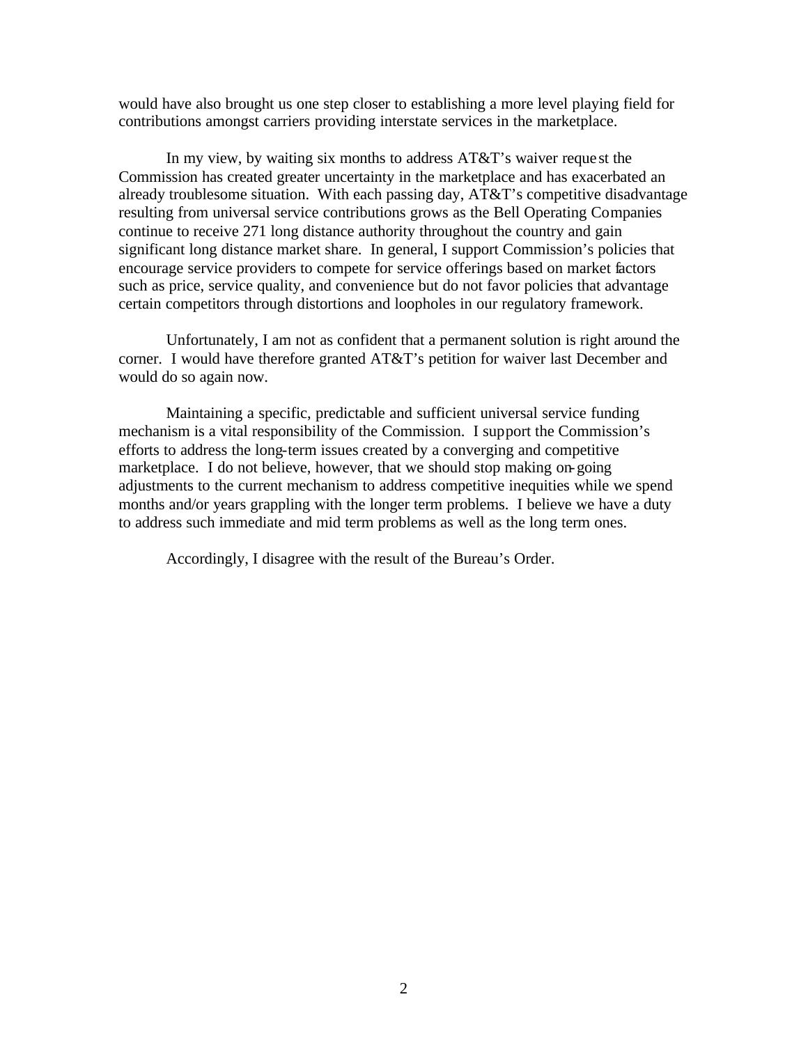would have also brought us one step closer to establishing a more level playing field for contributions amongst carriers providing interstate services in the marketplace.

In my view, by waiting six months to address AT&T's waiver request the Commission has created greater uncertainty in the marketplace and has exacerbated an already troublesome situation. With each passing day, AT&T's competitive disadvantage resulting from universal service contributions grows as the Bell Operating Companies continue to receive 271 long distance authority throughout the country and gain significant long distance market share. In general, I support Commission's policies that encourage service providers to compete for service offerings based on market factors such as price, service quality, and convenience but do not favor policies that advantage certain competitors through distortions and loopholes in our regulatory framework.

Unfortunately, I am not as confident that a permanent solution is right around the corner. I would have therefore granted AT&T's petition for waiver last December and would do so again now.

Maintaining a specific, predictable and sufficient universal service funding mechanism is a vital responsibility of the Commission. I support the Commission's efforts to address the long-term issues created by a converging and competitive marketplace. I do not believe, however, that we should stop making on-going adjustments to the current mechanism to address competitive inequities while we spend months and/or years grappling with the longer term problems. I believe we have a duty to address such immediate and mid term problems as well as the long term ones.

Accordingly, I disagree with the result of the Bureau's Order.